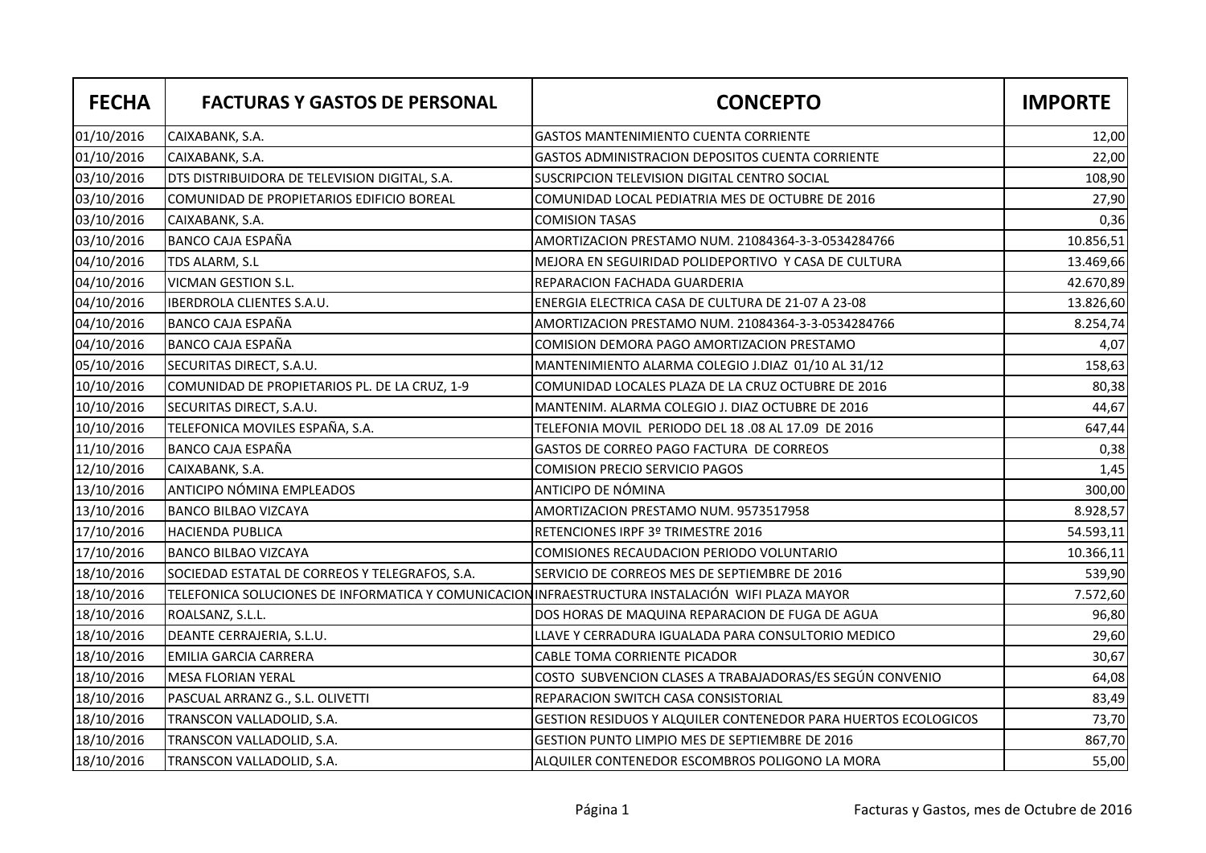| FECHA | FACTURAS Y GASTOS DE PERSONAL | CONCEPTO | IMPORTE |
|---|---|---|---|
| 01/10/2016 | CAIXABANK, S.A. | GASTOS MANTENIMIENTO CUENTA CORRIENTE | 12,00 |
| 01/10/2016 | CAIXABANK, S.A. | GASTOS ADMINISTRACION DEPOSITOS CUENTA CORRIENTE | 22,00 |
| 03/10/2016 | DTS DISTRIBUIDORA DE TELEVISION DIGITAL, S.A. | SUSCRIPCION TELEVISION DIGITAL CENTRO SOCIAL | 108,90 |
| 03/10/2016 | COMUNIDAD DE PROPIETARIOS EDIFICIO BOREAL | COMUNIDAD LOCAL PEDIATRIA MES DE OCTUBRE DE 2016 | 27,90 |
| 03/10/2016 | CAIXABANK, S.A. | COMISION TASAS | 0,36 |
| 03/10/2016 | BANCO CAJA ESPAÑA | AMORTIZACION PRESTAMO NUM. 21084364-3-3-0534284766 | 10.856,51 |
| 04/10/2016 | TDS ALARM, S.L | MEJORA EN SEGUIRIDAD POLIDEPORTIVO Y CASA DE CULTURA | 13.469,66 |
| 04/10/2016 | VICMAN GESTION S.L. | REPARACION FACHADA GUARDERIA | 42.670,89 |
| 04/10/2016 | IBERDROLA CLIENTES S.A.U. | ENERGIA ELECTRICA CASA DE CULTURA DE 21-07 A 23-08 | 13.826,60 |
| 04/10/2016 | BANCO CAJA ESPAÑA | AMORTIZACION PRESTAMO NUM. 21084364-3-3-0534284766 | 8.254,74 |
| 04/10/2016 | BANCO CAJA ESPAÑA | COMISION DEMORA PAGO AMORTIZACION PRESTAMO | 4,07 |
| 05/10/2016 | SECURITAS DIRECT, S.A.U. | MANTENIMIENTO ALARMA COLEGIO J.DIAZ 01/10 AL 31/12 | 158,63 |
| 10/10/2016 | COMUNIDAD DE PROPIETARIOS PL. DE LA CRUZ, 1-9 | COMUNIDAD LOCALES PLAZA DE LA CRUZ OCTUBRE DE 2016 | 80,38 |
| 10/10/2016 | SECURITAS DIRECT, S.A.U. | MANTENIM. ALARMA COLEGIO J. DIAZ OCTUBRE DE 2016 | 44,67 |
| 10/10/2016 | TELEFONICA MOVILES ESPAÑA, S.A. | TELEFONIA MOVIL PERIODO DEL 18 .08 AL 17.09 DE 2016 | 647,44 |
| 11/10/2016 | BANCO CAJA ESPAÑA | GASTOS DE CORREO PAGO FACTURA DE CORREOS | 0,38 |
| 12/10/2016 | CAIXABANK, S.A. | COMISION PRECIO SERVICIO PAGOS | 1,45 |
| 13/10/2016 | ANTICIPO NÓMINA EMPLEADOS | ANTICIPO DE NÓMINA | 300,00 |
| 13/10/2016 | BANCO BILBAO VIZCAYA | AMORTIZACION PRESTAMO NUM. 9573517958 | 8.928,57 |
| 17/10/2016 | HACIENDA PUBLICA | RETENCIONES IRPF 3º TRIMESTRE 2016 | 54.593,11 |
| 17/10/2016 | BANCO BILBAO VIZCAYA | COMISIONES RECAUDACION PERIODO VOLUNTARIO | 10.366,11 |
| 18/10/2016 | SOCIEDAD ESTATAL DE CORREOS Y TELEGRAFOS, S.A. | SERVICIO DE CORREOS MES DE SEPTIEMBRE DE 2016 | 539,90 |
| 18/10/2016 | TELEFONICA SOLUCIONES DE INFORMATICA Y COMUNICACION | INFRAESTRUCTURA INSTALACIÓN WIFI PLAZA MAYOR | 7.572,60 |
| 18/10/2016 | ROALSANZ, S.L.L. | DOS HORAS DE MAQUINA REPARACION DE FUGA DE AGUA | 96,80 |
| 18/10/2016 | DEANTE CERRAJERIA, S.L.U. | LLAVE Y CERRADURA IGUALADA PARA CONSULTORIO MEDICO | 29,60 |
| 18/10/2016 | EMILIA GARCIA CARRERA | CABLE TOMA CORRIENTE PICADOR | 30,67 |
| 18/10/2016 | MESA FLORIAN YERAL | COSTO SUBVENCION CLASES A TRABAJADORAS/ES SEGÚN CONVENIO | 64,08 |
| 18/10/2016 | PASCUAL ARRANZ G., S.L. OLIVETTI | REPARACION SWITCH CASA CONSISTORIAL | 83,49 |
| 18/10/2016 | TRANSCON VALLADOLID, S.A. | GESTION RESIDUOS Y ALQUILER CONTENEDOR PARA HUERTOS ECOLOGICOS | 73,70 |
| 18/10/2016 | TRANSCON VALLADOLID, S.A. | GESTION PUNTO LIMPIO MES DE SEPTIEMBRE DE 2016 | 867,70 |
| 18/10/2016 | TRANSCON VALLADOLID, S.A. | ALQUILER CONTENEDOR ESCOMBROS POLIGONO LA MORA | 55,00 |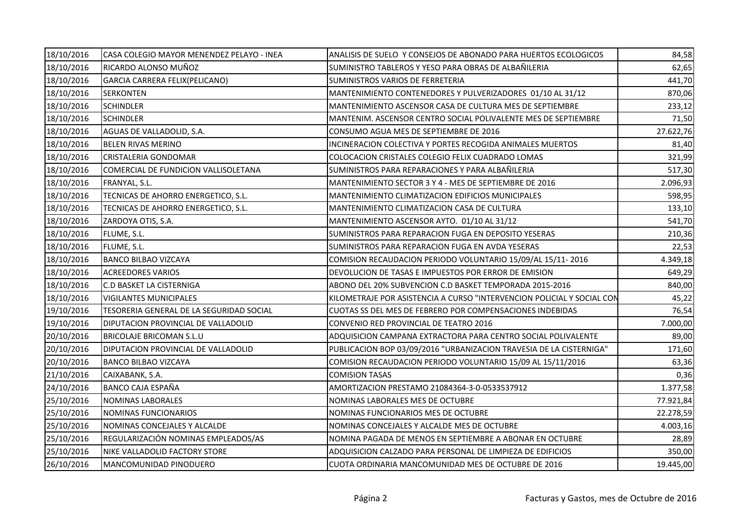| | | | |
|---|---|---|---|
| 18/10/2016 | CASA COLEGIO MAYOR MENENDEZ PELAYO - INEA | ANALISIS DE SUELO Y CONSEJOS DE ABONADO PARA HUERTOS ECOLOGICOS | 84,58 |
| 18/10/2016 | RICARDO ALONSO MUÑOZ | SUMINISTRO TABLEROS Y YESO PARA OBRAS DE ALBAÑILERIA | 62,65 |
| 18/10/2016 | GARCIA CARRERA FELIX(PELICANO) | SUMINISTROS VARIOS DE FERRETERIA | 441,70 |
| 18/10/2016 | SERKONTEN | MANTENIMIENTO CONTENEDORES Y PULVERIZADORES 01/10 AL 31/12 | 870,06 |
| 18/10/2016 | SCHINDLER | MANTENIMIENTO ASCENSOR CASA DE CULTURA MES DE SEPTIEMBRE | 233,12 |
| 18/10/2016 | SCHINDLER | MANTENIM. ASCENSOR CENTRO SOCIAL POLIVALENTE MES DE SEPTIEMBRE | 71,50 |
| 18/10/2016 | AGUAS DE VALLADOLID, S.A. | CONSUMO AGUA MES DE SEPTIEMBRE DE 2016 | 27.622,76 |
| 18/10/2016 | BELEN RIVAS MERINO | INCINERACION COLECTIVA Y PORTES RECOGIDA ANIMALES MUERTOS | 81,40 |
| 18/10/2016 | CRISTALERIA GONDOMAR | COLOCACION CRISTALES COLEGIO FELIX CUADRADO LOMAS | 321,99 |
| 18/10/2016 | COMERCIAL DE FUNDICION VALLISOLETANA | SUMINISTROS PARA REPARACIONES Y PARA ALBAÑILERIA | 517,30 |
| 18/10/2016 | FRANYAL, S.L. | MANTENIMIENTO SECTOR 3 Y 4 - MES DE SEPTIEMBRE DE 2016 | 2.096,93 |
| 18/10/2016 | TECNICAS DE AHORRO ENERGETICO, S.L. | MANTENIMIENTO CLIMATIZACION EDIFICIOS MUNICIPALES | 598,95 |
| 18/10/2016 | TECNICAS DE AHORRO ENERGETICO, S.L. | MANTENIMIENTO CLIMATIZACION CASA DE CULTURA | 133,10 |
| 18/10/2016 | ZARDOYA OTIS, S.A. | MANTENIMIENTO ASCENSOR AYTO. 01/10 AL 31/12 | 541,70 |
| 18/10/2016 | FLUME, S.L. | SUMINISTROS PARA REPARACION FUGA EN DEPOSITO YESERAS | 210,36 |
| 18/10/2016 | FLUME, S.L. | SUMINISTROS PARA REPARACION FUGA EN AVDA YESERAS | 22,53 |
| 18/10/2016 | BANCO BILBAO VIZCAYA | COMISION RECAUDACION PERIODO VOLUNTARIO 15/09/AL 15/11- 2016 | 4.349,18 |
| 18/10/2016 | ACREEDORES VARIOS | DEVOLUCION DE TASAS E IMPUESTOS POR ERROR DE EMISION | 649,29 |
| 18/10/2016 | C.D BASKET LA CISTERNIGA | ABONO DEL 20% SUBVENCION C.D BASKET TEMPORADA 2015-2016 | 840,00 |
| 18/10/2016 | VIGILANTES MUNICIPALES | KILOMETRAJE POR ASISTENCIA A CURSO "INTERVENCION POLICIAL Y SOCIAL CON | 45,22 |
| 19/10/2016 | TESORERIA GENERAL DE LA SEGURIDAD SOCIAL | CUOTAS SS DEL MES DE FEBRERO POR COMPENSACIONES INDEBIDAS | 76,54 |
| 19/10/2016 | DIPUTACION PROVINCIAL DE VALLADOLID | CONVENIO RED PROVINCIAL DE TEATRO 2016 | 7.000,00 |
| 20/10/2016 | BRICOLAJE BRICOMAN S.L.U | ADQUISICION CAMPANA EXTRACTORA PARA CENTRO SOCIAL POLIVALENTE | 89,00 |
| 20/10/2016 | DIPUTACION PROVINCIAL DE VALLADOLID | PUBLICACION BOP 03/09/2016 "URBANIZACION TRAVESIA DE LA CISTERNIGA" | 171,60 |
| 20/10/2016 | BANCO BILBAO VIZCAYA | COMISION RECAUDACION PERIODO VOLUNTARIO 15/09 AL 15/11/2016 | 63,36 |
| 21/10/2016 | CAIXABANK, S.A. | COMISION TASAS | 0,36 |
| 24/10/2016 | BANCO CAJA ESPAÑA | AMORTIZACION PRESTAMO 21084364-3-0-0533537912 | 1.377,58 |
| 25/10/2016 | NOMINAS LABORALES | NOMINAS LABORALES MES DE OCTUBRE | 77.921,84 |
| 25/10/2016 | NOMINAS FUNCIONARIOS | NOMINAS FUNCIONARIOS MES DE OCTUBRE | 22.278,59 |
| 25/10/2016 | NOMINAS CONCEJALES Y ALCALDE | NOMINAS CONCEJALES Y ALCALDE MES DE OCTUBRE | 4.003,16 |
| 25/10/2016 | REGULARIZACIÓN NOMINAS EMPLEADOS/AS | NOMINA PAGADA DE MENOS EN SEPTIEMBRE A ABONAR EN OCTUBRE | 28,89 |
| 25/10/2016 | NIKE VALLADOLID FACTORY STORE | ADQUISICION CALZADO PARA PERSONAL DE LIMPIEZA DE EDIFICIOS | 350,00 |
| 26/10/2016 | MANCOMUNIDAD PINODUERO | CUOTA ORDINARIA MANCOMUNIDAD MES DE OCTUBRE DE 2016 | 19.445,00 |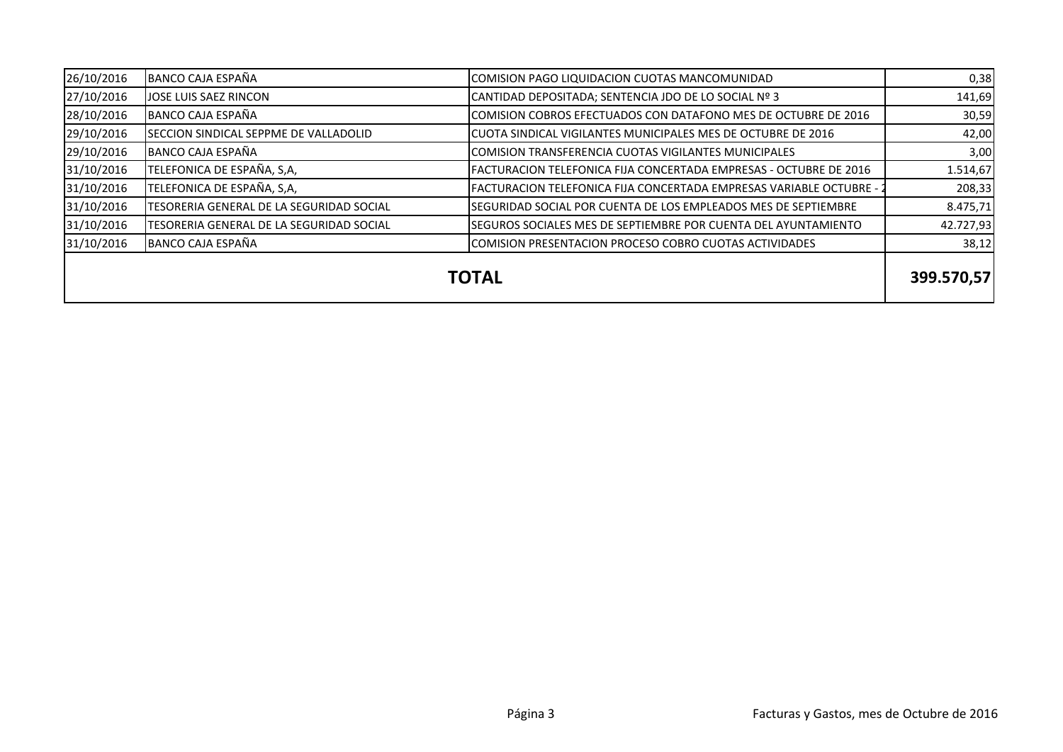| | | | |
|---|---|---|---|
| 26/10/2016 | BANCO CAJA ESPAÑA | COMISION PAGO LIQUIDACION CUOTAS MANCOMUNIDAD | 0,38 |
| 27/10/2016 | JOSE LUIS SAEZ RINCON | CANTIDAD DEPOSITADA; SENTENCIA JDO DE LO SOCIAL Nº 3 | 141,69 |
| 28/10/2016 | BANCO CAJA ESPAÑA | COMISION COBROS EFECTUADOS CON DATAFONO MES DE OCTUBRE DE 2016 | 30,59 |
| 29/10/2016 | SECCION SINDICAL SEPPME DE VALLADOLID | CUOTA SINDICAL VIGILANTES MUNICIPALES MES DE OCTUBRE DE 2016 | 42,00 |
| 29/10/2016 | BANCO CAJA ESPAÑA | COMISION TRANSFERENCIA CUOTAS VIGILANTES MUNICIPALES | 3,00 |
| 31/10/2016 | TELEFONICA DE ESPAÑA, S,A, | FACTURACION TELEFONICA FIJA CONCERTADA EMPRESAS - OCTUBRE DE 2016 | 1.514,67 |
| 31/10/2016 | TELEFONICA DE ESPAÑA, S,A, | FACTURACION TELEFONICA FIJA CONCERTADA EMPRESAS VARIABLE OCTUBRE - 2 | 208,33 |
| 31/10/2016 | TESORERIA GENERAL DE LA SEGURIDAD SOCIAL | SEGURIDAD SOCIAL POR CUENTA DE LOS EMPLEADOS MES DE SEPTIEMBRE | 8.475,71 |
| 31/10/2016 | TESORERIA GENERAL DE LA SEGURIDAD SOCIAL | SEGUROS SOCIALES MES DE SEPTIEMBRE POR CUENTA DEL AYUNTAMIENTO | 42.727,93 |
| 31/10/2016 | BANCO CAJA ESPAÑA | COMISION PRESENTACION PROCESO COBRO CUOTAS ACTIVIDADES | 38,12 |
| | | **TOTAL** | **399.570,57** |